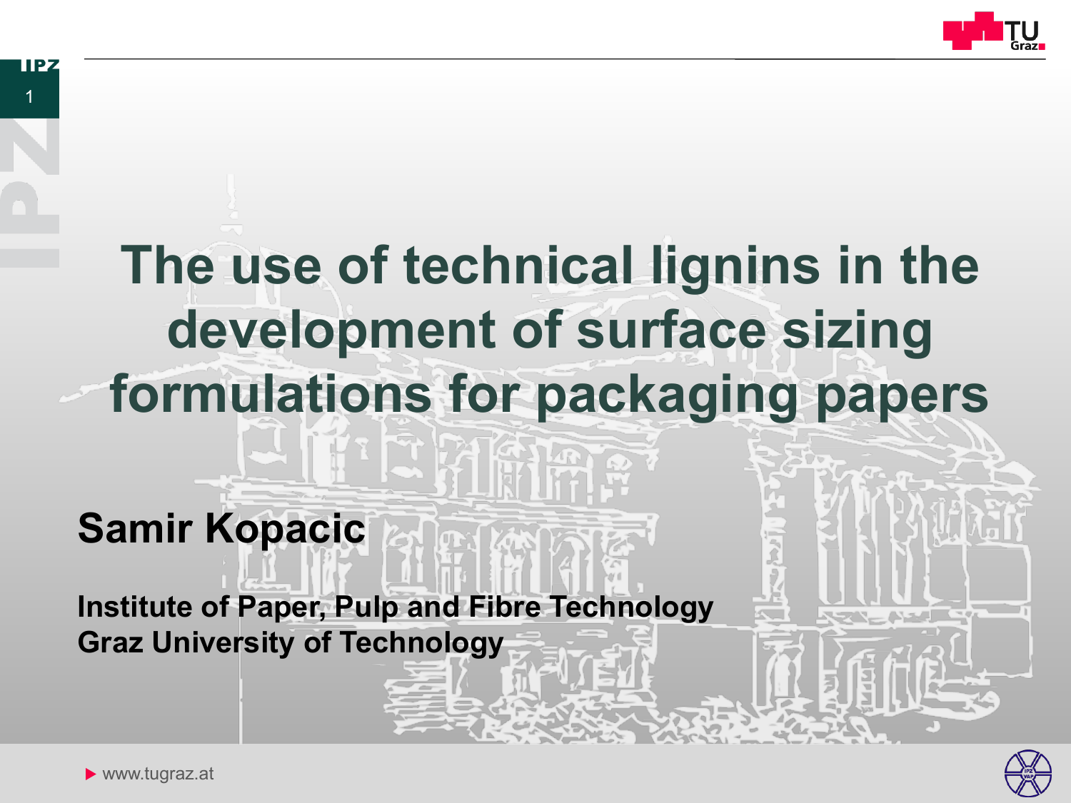# The use of technical lignins in the development of surface sizing formulations for packaging papers

**Samir Kopacic**

**Institute of Paper, Pulp and Fibre Technology**
**Graz University of Technology**

www.tugraz.at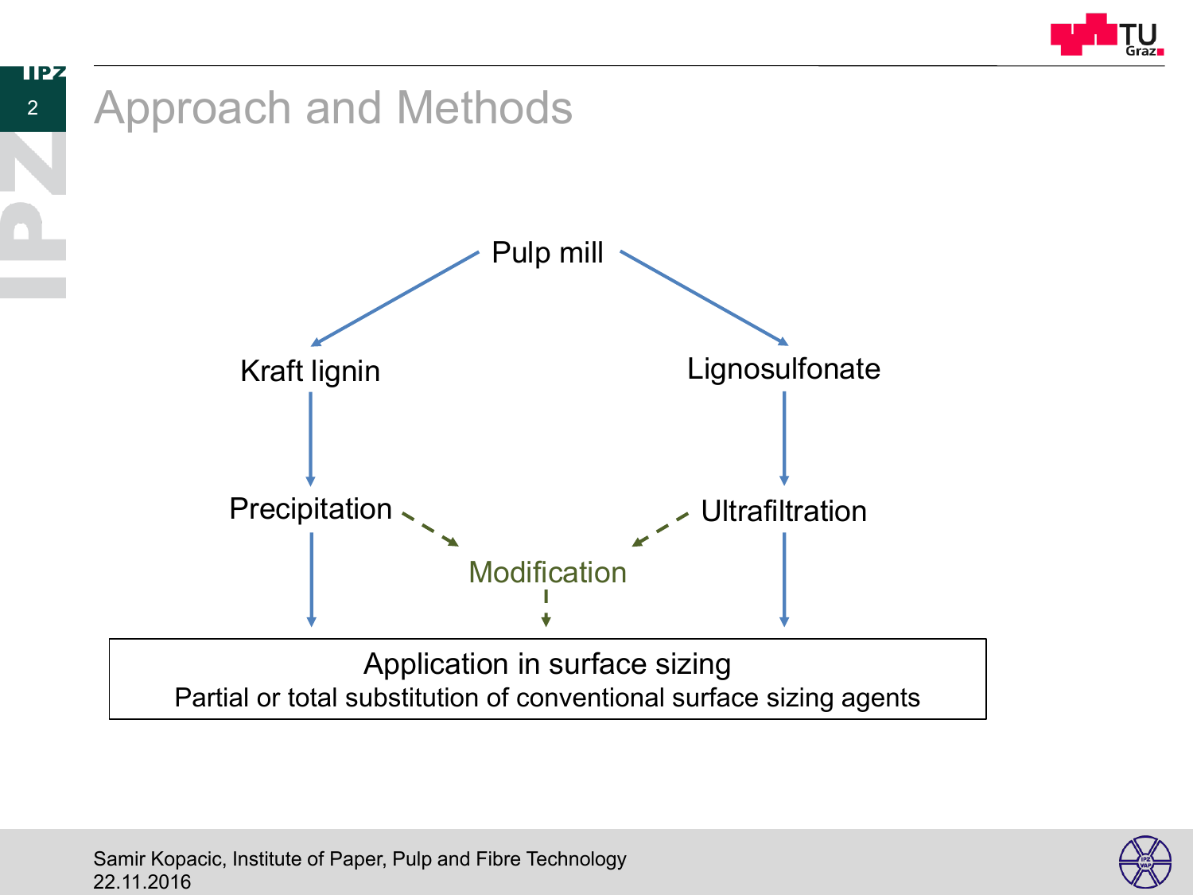# Approach and Methods

Pulp mill

Kraft lignin

Lignosulfonate

Precipitation

Ultrafiltration

Modification

**Application in surface sizing**

Partial or total substitution of conventional surface sizing agents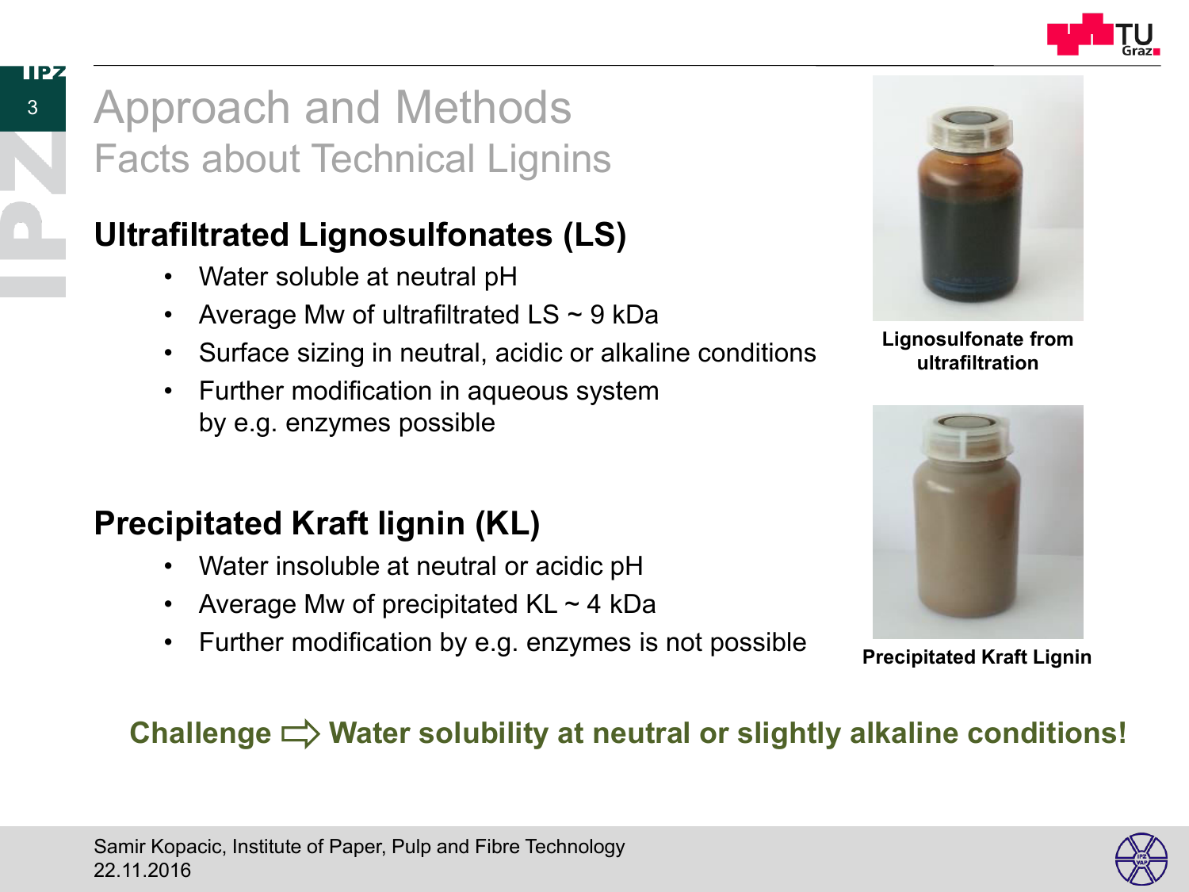# Approach and Methods

## Facts about Technical Lignins

### Ultrafiltrated Lignosulfonates (LS)

- Water soluble at neutral pH
- Average Mw of ultrafiltrated LS ~ 9 kDa
- Surface sizing in neutral, acidic or alkaline conditions
- Further modification in aqueous system by e.g. enzymes possible

**Lignosulfonate from ultrafiltration**

### Precipitated Kraft lignin (KL)

- Water insoluble at neutral or acidic pH
- Average Mw of precipitated KL ~ 4 kDa
- Further modification by e.g. enzymes is not possible

**Precipitated Kraft Lignin**

**Challenge ⇨ Water solubility at neutral or slightly alkaline conditions!**

Samir Kopacic, Institute of Paper, Pulp and Fibre Technology
22.11.2016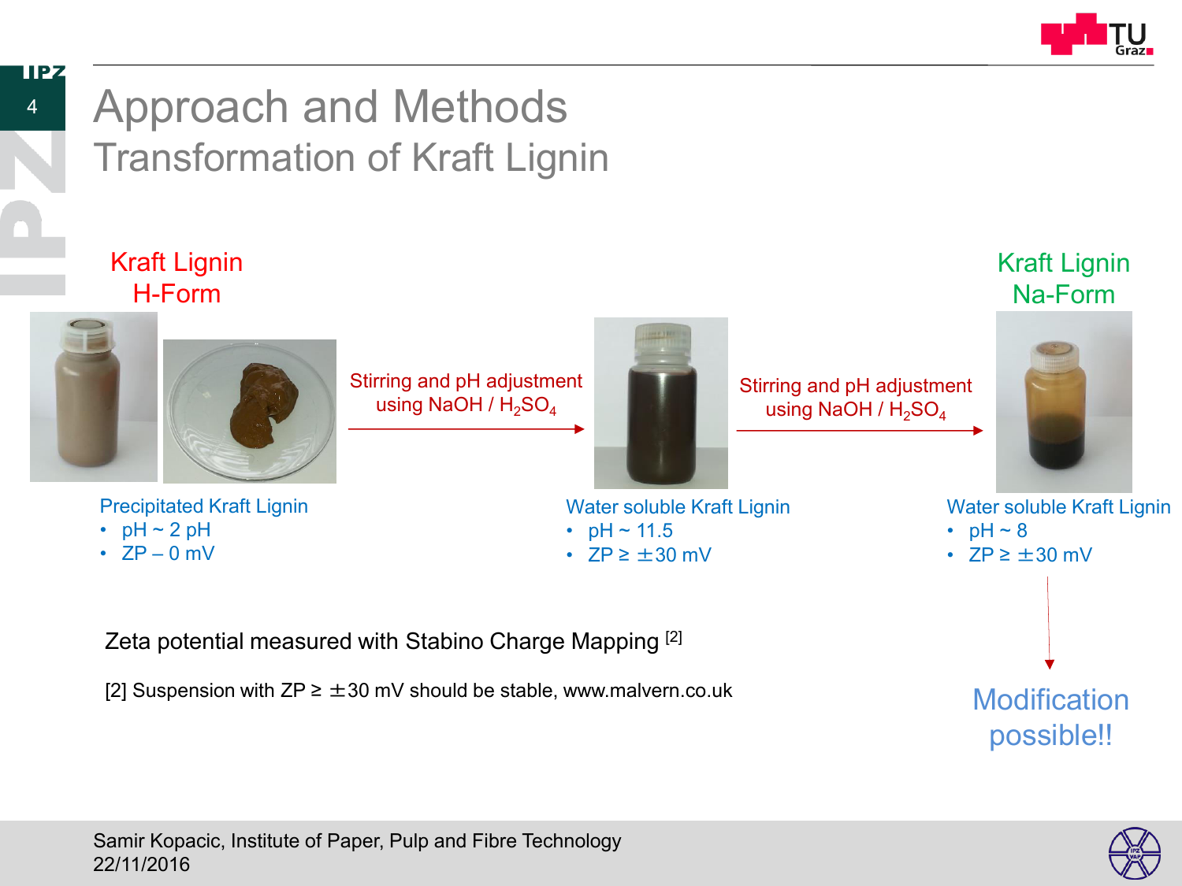# Approach and Methods

## Transformation of Kraft Lignin

**Kraft Lignin H-Form**

Precipitated Kraft Lignin
- pH ~ 2 pH
- ZP – 0 mV

Stirring and pH adjustment using NaOH / $H_2SO_4$ →

Water soluble Kraft Lignin
- pH ~ 11.5
- ZP ≥ ±30 mV

Stirring and pH adjustment using NaOH / $H_2SO_4$ →

**Kraft Lignin Na-Form**

Water soluble Kraft Lignin
- pH ~ 8
- ZP ≥ ±30 mV

↓

Modification possible!!

Zeta potential measured with Stabino Charge Mapping [2]

[2] Suspension with ZP ≥ ±30 mV should be stable, www.malvern.co.uk

Samir Kopacic, Institute of Paper, Pulp and Fibre Technology
22/11/2016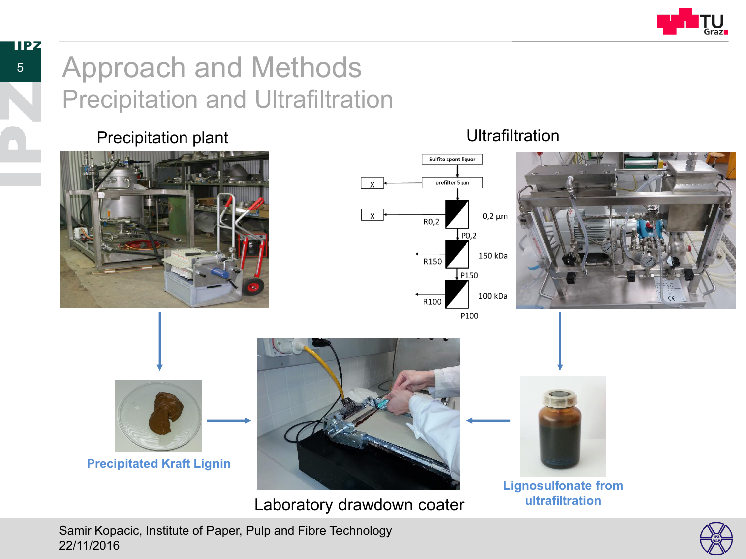# Approach and Methods

## Precipitation and Ultrafiltration

### Precipitation plant

### Ultrafiltration

Sulfite spent liquor

prefilter 5 µm

X

X

R0,2

0,2 µm

P0,2

R150

150 kDa

P150

R100

100 kDa

P100

**Precipitated Kraft Lignin**

Laboratory drawdown coater

**Lignosulfonate from ultrafiltration**

Samir Kopacic, Institute of Paper, Pulp and Fibre Technology
22/11/2016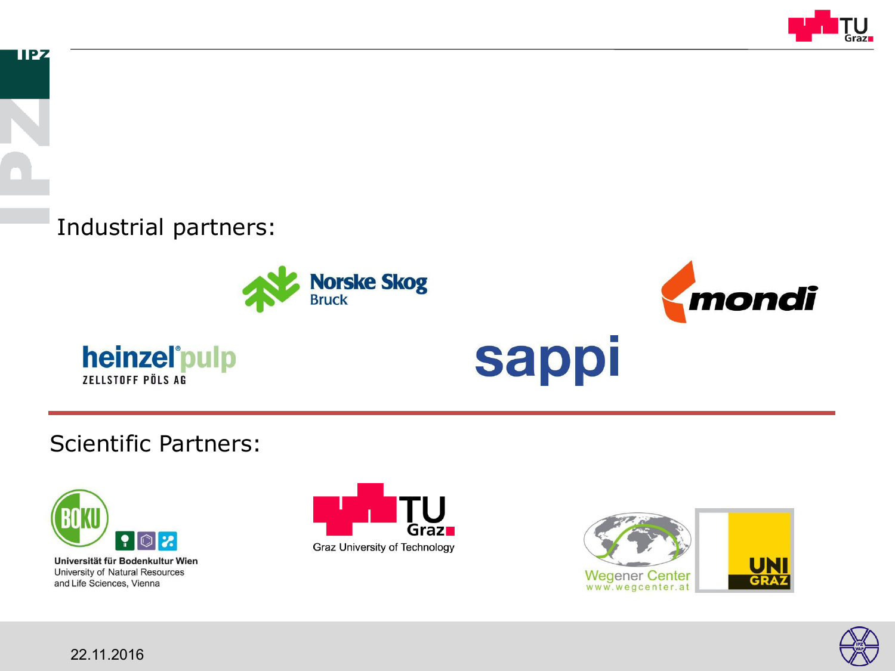Industrial partners:

Norske Skog
Bruck

mondi

heinzel pulp
ZELLSTOFF PÖLS AG

sappi

Scientific Partners:

Universität für Bodenkultur Wien
University of Natural Resources and Life Sciences, Vienna

TU Graz
Graz University of Technology

Wegener Center
www.wegcenter.at

UNI GRAZ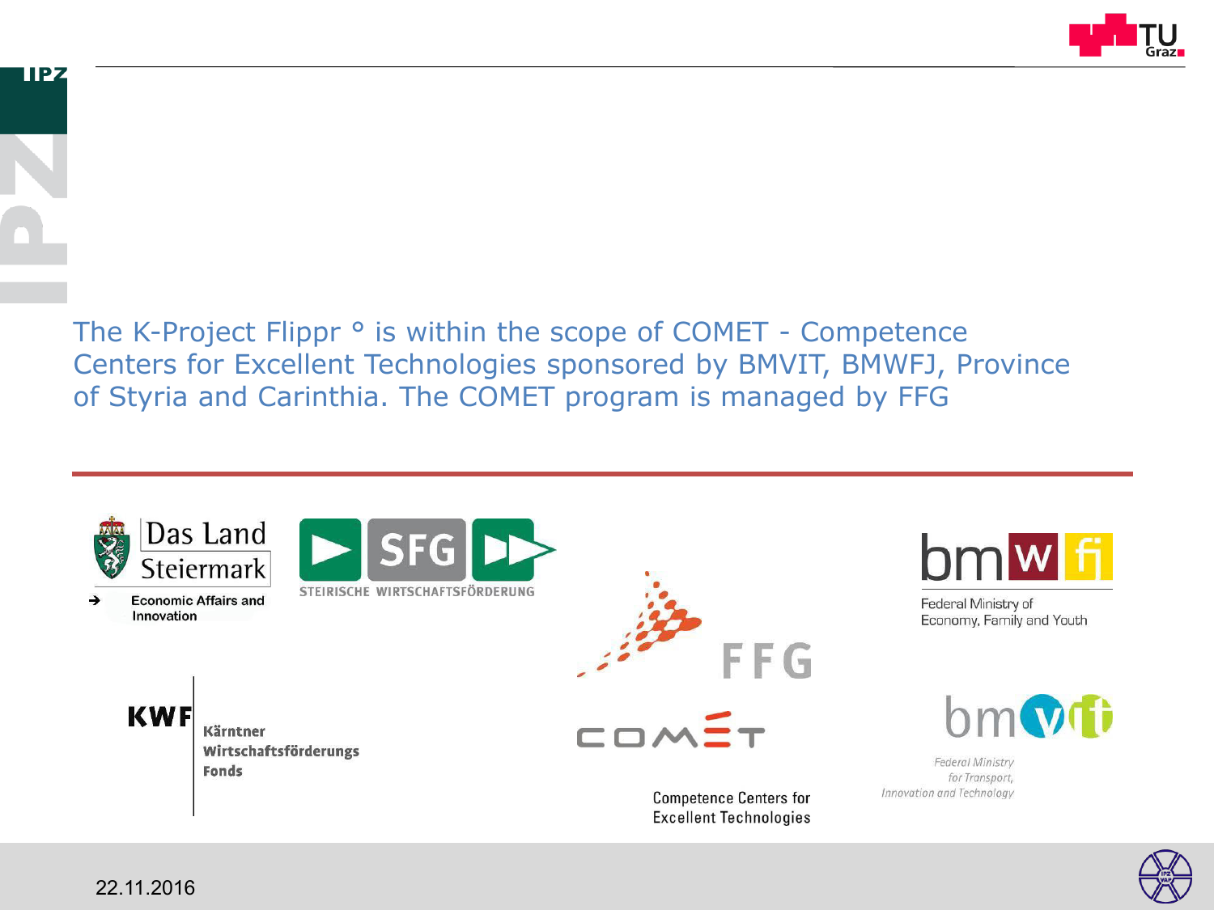The K-Project Flippr ° is within the scope of COMET - Competence Centers for Excellent Technologies sponsored by BMVIT, BMWFJ, Province of Styria and Carinthia. The COMET program is managed by FFG

Das Land Steiermark

→ Economic Affairs and Innovation

SFG

STEIRISCHE WIRTSCHAFTSFÖRDERUNG

FFG

COMET

Competence Centers for Excellent Technologies

bmwfj

Federal Ministry of Economy, Family and Youth

KWF

Kärntner Wirtschaftsförderungs Fonds

bmvit

Federal Ministry for Transport, Innovation and Technology